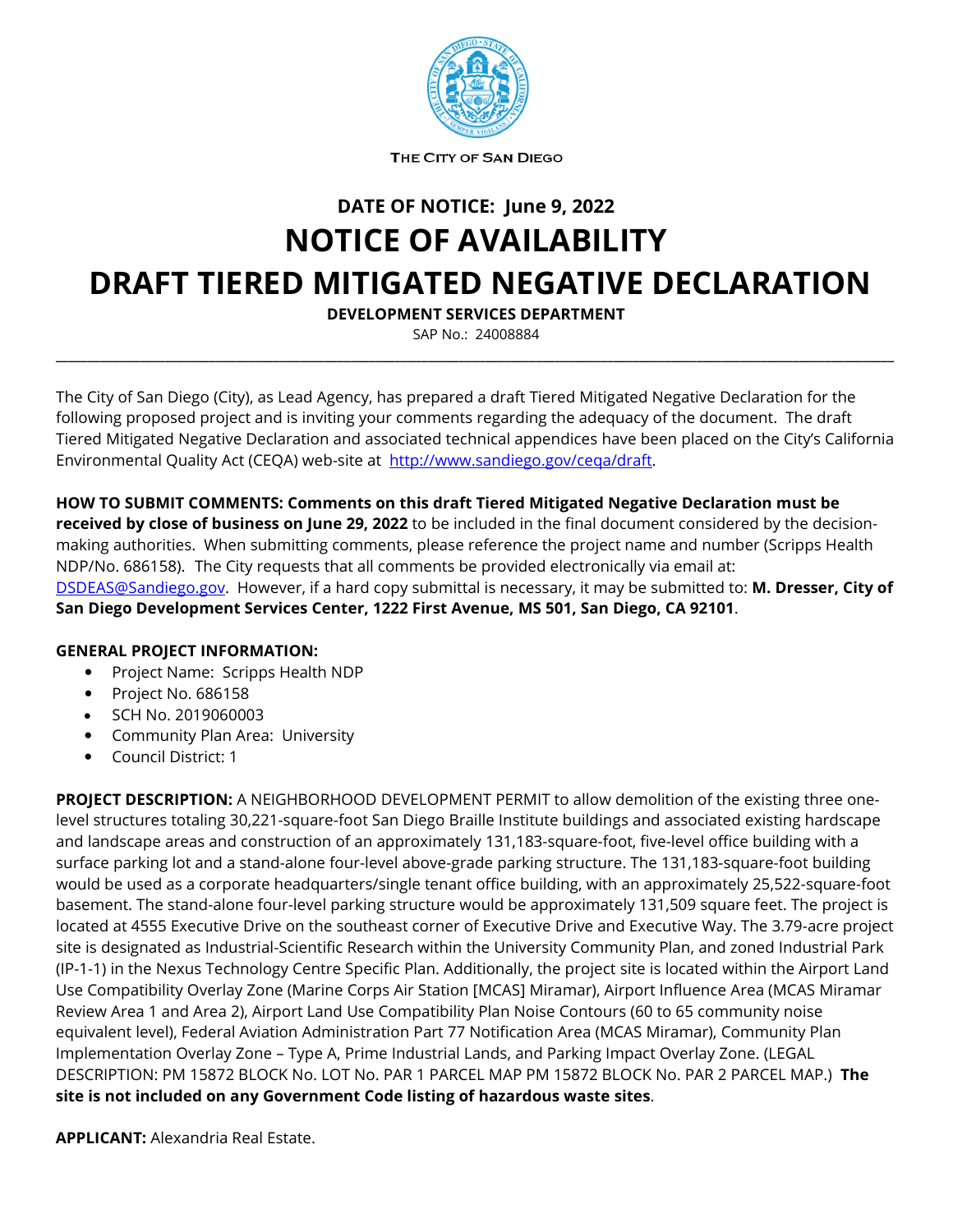THE CITY OF SAN DIEGO

## DATE OF NOTICE: June 9, 2022

# NOTICE OF AVAILABILITY

# DRAFT TIERED MITIGATED NEGATIVE DECLARATION

**DEVELOPMENT SERVICES DEPARTMENT**

SAP No.: 24008884

---

The City of San Diego (City), as Lead Agency, has prepared a draft Tiered Mitigated Negative Declaration for the following proposed project and is inviting your comments regarding the adequacy of the document. The draft Tiered Mitigated Negative Declaration and associated technical appendices have been placed on the City's California Environmental Quality Act (CEQA) web-site at http://www.sandiego.gov/ceqa/draft.

**HOW TO SUBMIT COMMENTS: Comments on this draft Tiered Mitigated Negative Declaration must be received by close of business on June 29, 2022** to be included in the final document considered by the decision-making authorities. When submitting comments, please reference the project name and number (Scripps Health NDP/No. 686158). The City requests that all comments be provided electronically via email at: DSDEAS@Sandiego.gov. However, if a hard copy submittal is necessary, it may be submitted to: **M. Dresser, City of San Diego Development Services Center, 1222 First Avenue, MS 501, San Diego, CA 92101**.

**GENERAL PROJECT INFORMATION:**

- Project Name: Scripps Health NDP
- Project No. 686158
- SCH No. 2019060003
- Community Plan Area: University
- Council District: 1

**PROJECT DESCRIPTION:** A NEIGHBORHOOD DEVELOPMENT PERMIT to allow demolition of the existing three one-level structures totaling 30,221-square-foot San Diego Braille Institute buildings and associated existing hardscape and landscape areas and construction of an approximately 131,183-square-foot, five-level office building with a surface parking lot and a stand-alone four-level above-grade parking structure. The 131,183-square-foot building would be used as a corporate headquarters/single tenant office building, with an approximately 25,522-square-foot basement. The stand-alone four-level parking structure would be approximately 131,509 square feet. The project is located at 4555 Executive Drive on the southeast corner of Executive Drive and Executive Way. The 3.79-acre project site is designated as Industrial-Scientific Research within the University Community Plan, and zoned Industrial Park (IP-1-1) in the Nexus Technology Centre Specific Plan. Additionally, the project site is located within the Airport Land Use Compatibility Overlay Zone (Marine Corps Air Station [MCAS] Miramar), Airport Influence Area (MCAS Miramar Review Area 1 and Area 2), Airport Land Use Compatibility Plan Noise Contours (60 to 65 community noise equivalent level), Federal Aviation Administration Part 77 Notification Area (MCAS Miramar), Community Plan Implementation Overlay Zone – Type A, Prime Industrial Lands, and Parking Impact Overlay Zone. (LEGAL DESCRIPTION: PM 15872 BLOCK No. LOT No. PAR 1 PARCEL MAP PM 15872 BLOCK No. PAR 2 PARCEL MAP.) **The site is not included on any Government Code listing of hazardous waste sites**.

**APPLICANT:** Alexandria Real Estate.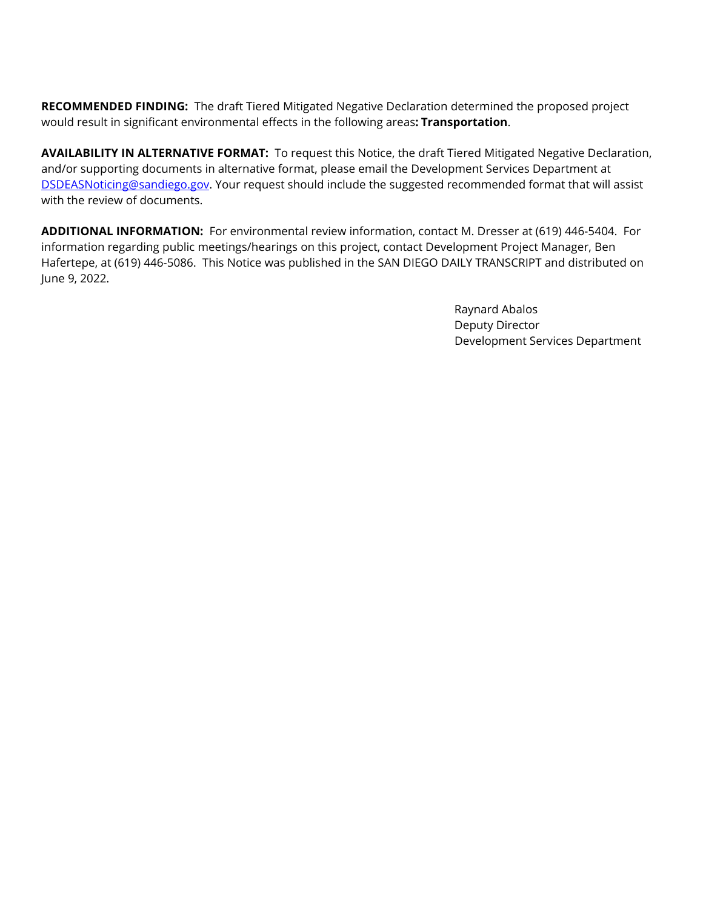**RECOMMENDED FINDING:** The draft Tiered Mitigated Negative Declaration determined the proposed project would result in significant environmental effects in the following areas**: Transportation**.

**AVAILABILITY IN ALTERNATIVE FORMAT:** To request this Notice, the draft Tiered Mitigated Negative Declaration, and/or supporting documents in alternative format, please email the Development Services Department at DSDEASNoticing@sandiego.gov. Your request should include the suggested recommended format that will assist with the review of documents.

**ADDITIONAL INFORMATION:** For environmental review information, contact M. Dresser at (619) 446-5404. For information regarding public meetings/hearings on this project, contact Development Project Manager, Ben Hafertepe, at (619) 446-5086. This Notice was published in the SAN DIEGO DAILY TRANSCRIPT and distributed on June 9, 2022.

Raynard Abalos  
Deputy Director  
Development Services Department